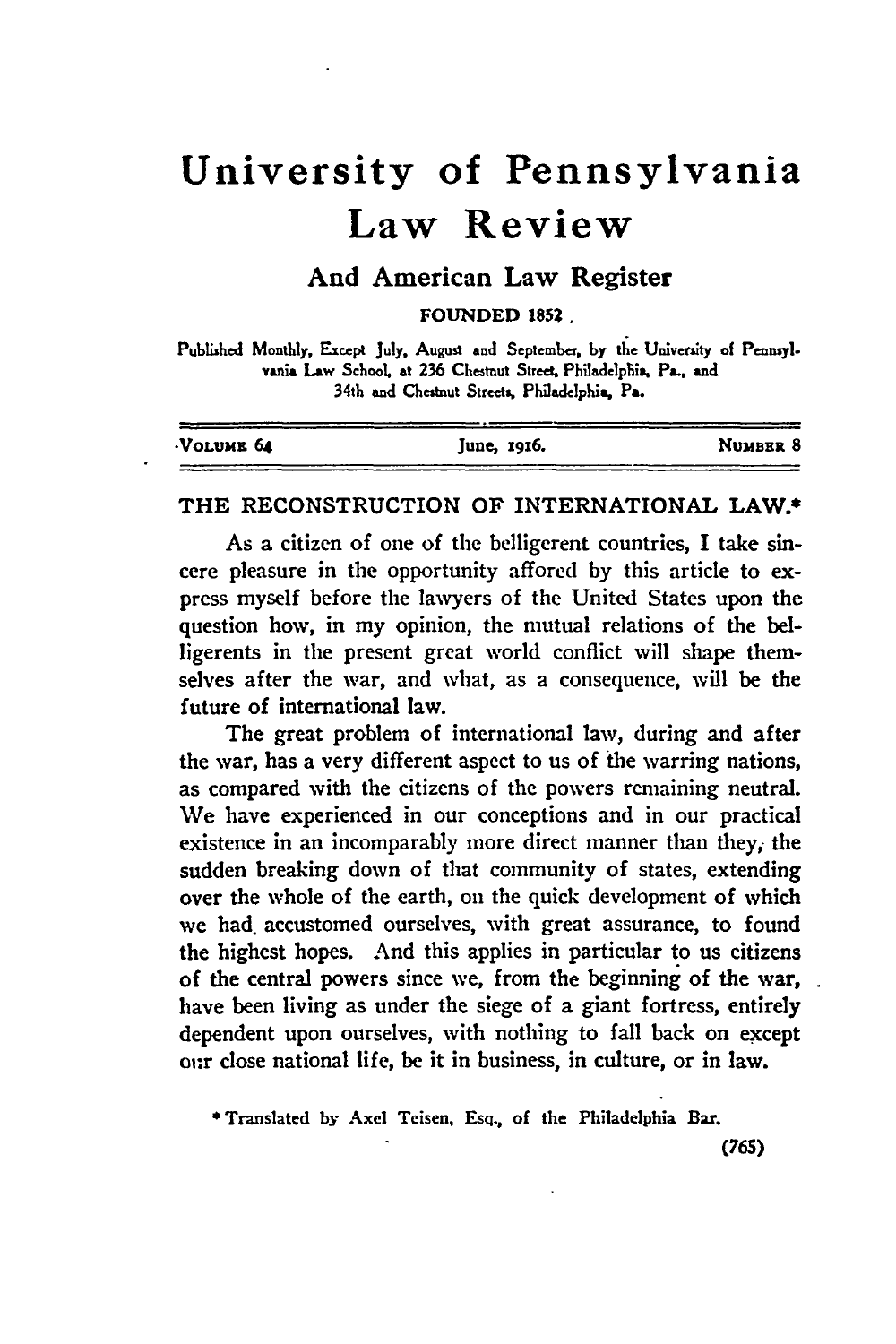# University of Pennsylvania Law Review

## And American Law Register

FOUNDED 1852.

Published Monthly, Except July, August and September, by the University of Pennsylvania Law School, at 236 Chestnut Street, Philadelphia, Pa., and 34th and Chestnut Streets, Philadelphia, Pa.

| VOLUME 64 | June, 1916. | NUMBER 8 |
|---|---|---|

## THE RECONSTRUCTION OF INTERNATIONAL LAW.*

As a citizen of one of the belligerent countries, I take sincere pleasure in the opportunity afforded by this article to express myself before the lawyers of the United States upon the question how, in my opinion, the mutual relations of the belligerents in the present great world conflict will shape themselves after the war, and what, as a consequence, will be the future of international law.

The great problem of international law, during and after the war, has a very different aspect to us of the warring nations, as compared with the citizens of the powers remaining neutral. We have experienced in our conceptions and in our practical existence in an incomparably more direct manner than they, the sudden breaking down of that community of states, extending over the whole of the earth, on the quick development of which we had accustomed ourselves, with great assurance, to found the highest hopes. And this applies in particular to us citizens of the central powers since we, from the beginning of the war, have been living as under the siege of a giant fortress, entirely dependent upon ourselves, with nothing to fall back on except our close national life, be it in business, in culture, or in law.

* Translated by Axel Teisen, Esq., of the Philadelphia Bar.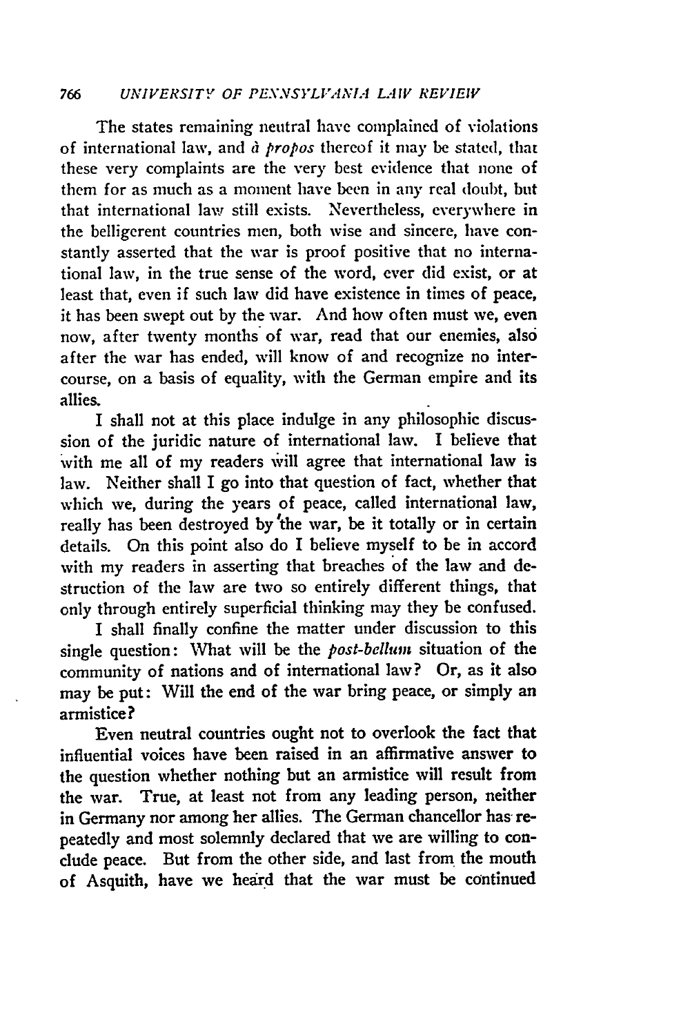The states remaining neutral have complained of violations of international law, and *à propos* thereof it may be stated, that these very complaints are the very best evidence that none of them for as much as a moment have been in any real doubt, but that international law still exists. Nevertheless, everywhere in the belligerent countries men, both wise and sincere, have constantly asserted that the war is proof positive that no international law, in the true sense of the word, ever did exist, or at least that, even if such law did have existence in times of peace, it has been swept out by the war. And how often must we, even now, after twenty months of war, read that our enemies, also after the war has ended, will know of and recognize no intercourse, on a basis of equality, with the German empire and its allies.

I shall not at this place indulge in any philosophic discussion of the juridic nature of international law. I believe that with me all of my readers will agree that international law is law. Neither shall I go into that question of fact, whether that which we, during the years of peace, called international law, really has been destroyed by the war, be it totally or in certain details. On this point also do I believe myself to be in accord with my readers in asserting that breaches of the law and destruction of the law are two so entirely different things, that only through entirely superficial thinking may they be confused.

I shall finally confine the matter under discussion to this single question: What will be the *post-bellum* situation of the community of nations and of international law? Or, as it also may be put: Will the end of the war bring peace, or simply an armistice?

Even neutral countries ought not to overlook the fact that influential voices have been raised in an affirmative answer to the question whether nothing but an armistice will result from the war. True, at least not from any leading person, neither in Germany nor among her allies. The German chancellor has repeatedly and most solemnly declared that we are willing to conclude peace. But from the other side, and last from the mouth of Asquith, have we heard that the war must be continued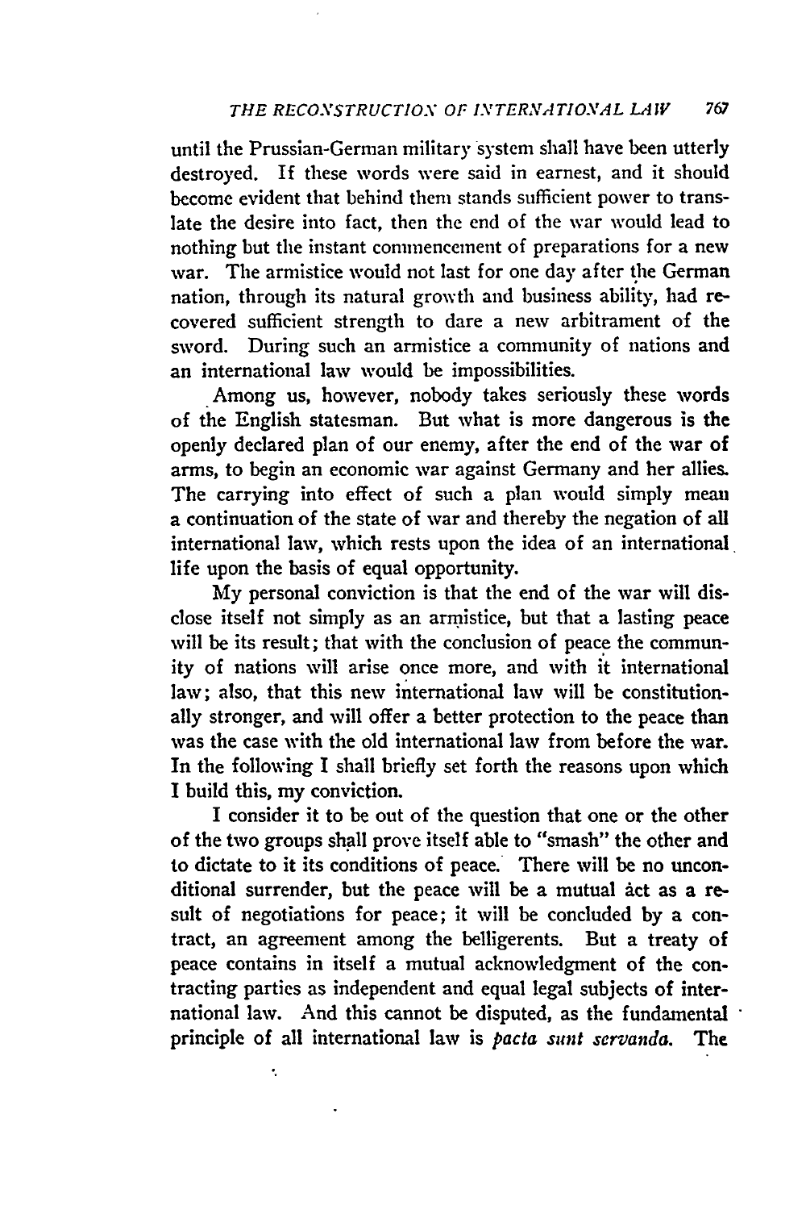until the Prussian-German military system shall have been utterly destroyed. If these words were said in earnest, and it should become evident that behind them stands sufficient power to translate the desire into fact, then the end of the war would lead to nothing but the instant commencement of preparations for a new war. The armistice would not last for one day after the German nation, through its natural growth and business ability, had recovered sufficient strength to dare a new arbitrament of the sword. During such an armistice a community of nations and an international law would be impossibilities.

Among us, however, nobody takes seriously these words of the English statesman. But what is more dangerous is the openly declared plan of our enemy, after the end of the war of arms, to begin an economic war against Germany and her allies. The carrying into effect of such a plan would simply mean a continuation of the state of war and thereby the negation of all international law, which rests upon the idea of an international life upon the basis of equal opportunity.

My personal conviction is that the end of the war will disclose itself not simply as an armistice, but that a lasting peace will be its result; that with the conclusion of peace the community of nations will arise once more, and with it international law; also, that this new international law will be constitutionally stronger, and will offer a better protection to the peace than was the case with the old international law from before the war. In the following I shall briefly set forth the reasons upon which I build this, my conviction.

I consider it to be out of the question that one or the other of the two groups shall prove itself able to "smash" the other and to dictate to it its conditions of peace. There will be no unconditional surrender, but the peace will be a mutual act as a result of negotiations for peace; it will be concluded by a contract, an agreement among the belligerents. But a treaty of peace contains in itself a mutual acknowledgment of the contracting parties as independent and equal legal subjects of international law. And this cannot be disputed, as the fundamental principle of all international law is *pacta sunt servanda.* The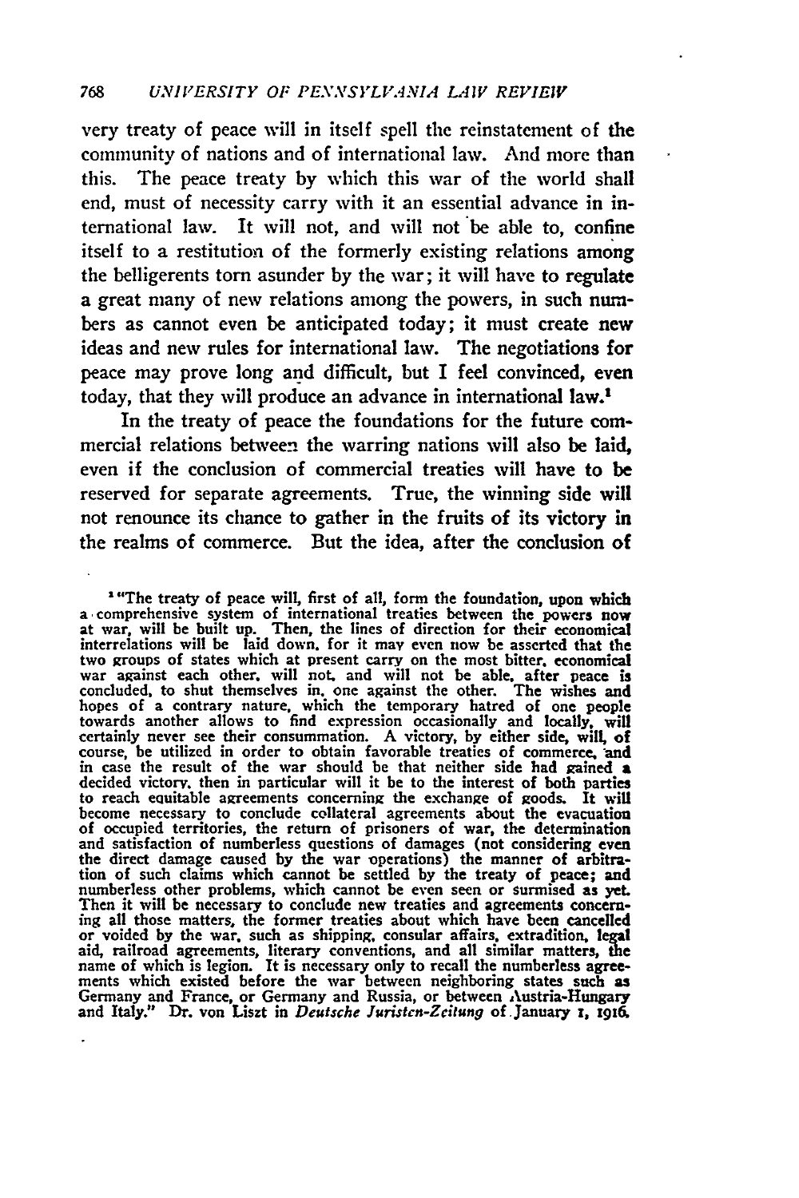very treaty of peace will in itself spell the reinstatement of the community of nations and of international law. And more than this. The peace treaty by which this war of the world shall end, must of necessity carry with it an essential advance in international law. It will not, and will not be able to, confine itself to a restitution of the formerly existing relations among the belligerents torn asunder by the war; it will have to regulate a great many of new relations among the powers, in such numbers as cannot even be anticipated today; it must create new ideas and new rules for international law. The negotiations for peace may prove long and difficult, but I feel convinced, even today, that they will produce an advance in international law.[1]

In the treaty of peace the foundations for the future commercial relations between the warring nations will also be laid, even if the conclusion of commercial treaties will have to be reserved for separate agreements. True, the winning side will not renounce its chance to gather in the fruits of its victory in the realms of commerce. But the idea, after the conclusion of

---

[1] "The treaty of peace will, first of all, form the foundation, upon which a comprehensive system of international treaties between the powers now at war, will be built up. Then, the lines of direction for their economical interrelations will be laid down, for it may even now be asserted that the two groups of states which at present carry on the most bitter, economical war against each other, will not, and will not be able, after peace is concluded, to shut themselves in, one against the other. The wishes and hopes of a contrary nature, which the temporary hatred of one people towards another allows to find expression occasionally and locally, will certainly never see their consummation. A victory, by either side, will, of course, be utilized in order to obtain favorable treaties of commerce, and in case the result of the war should be that neither side had gained a decided victory, then in particular will it be to the interest of both parties to reach equitable agreements concerning the exchange of goods. It will become necessary to conclude collateral agreements about the evacuation of occupied territories, the return of prisoners of war, the determination and satisfaction of numberless questions of damages (not considering even the direct damage caused by the war operations) the manner of arbitration of such claims which cannot be settled by the treaty of peace; and numberless other problems, which cannot be even seen or surmised as yet. Then it will be necessary to conclude new treaties and agreements concerning all those matters, the former treaties about which have been cancelled or voided by the war, such as shipping, consular affairs, extradition, legal aid, railroad agreements, literary conventions, and all similar matters, the name of which is legion. It is necessary only to recall the numberless agreements which existed before the war between neighboring states such as Germany and France, or Germany and Russia, or between Austria-Hungary and Italy." Dr. von Liszt in *Deutsche Juristen-Zeitung* of January 1, 1916.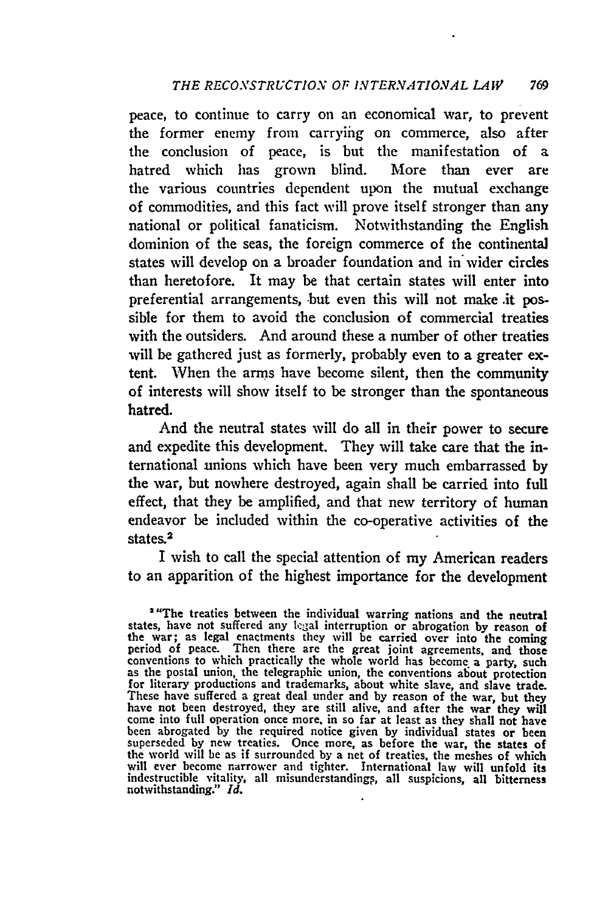peace, to continue to carry on an economical war, to prevent the former enemy from carrying on commerce, also after the conclusion of peace, is but the manifestation of a hatred which has grown blind. More than ever are the various countries dependent upon the mutual exchange of commodities, and this fact will prove itself stronger than any national or political fanaticism. Notwithstanding the English dominion of the seas, the foreign commerce of the continental states will develop on a broader foundation and in wider circles than heretofore. It may be that certain states will enter into preferential arrangements, but even this will not make it possible for them to avoid the conclusion of commercial treaties with the outsiders. And around these a number of other treaties will be gathered just as formerly, probably even to a greater extent. When the arms have become silent, then the community of interests will show itself to be stronger than the spontaneous hatred.

And the neutral states will do all in their power to secure and expedite this development. They will take care that the international unions which have been very much embarrassed by the war, but nowhere destroyed, again shall be carried into full effect, that they be amplified, and that new territory of human endeavor be included within the co-operative activities of the states.[2]

I wish to call the special attention of my American readers to an apparition of the highest importance for the development

[2] "The treaties between the individual warring nations and the neutral states, have not suffered any legal interruption or abrogation by reason of the war; as legal enactments they will be carried over into the coming period of peace. Then there are the great joint agreements, and those conventions to which practically the whole world has become a party, such as the postal union, the telegraphic union, the conventions about protection for literary productions and trademarks, about white slave, and slave trade. These have suffered a great deal under and by reason of the war, but they have not been destroyed, they are still alive, and after the war they will come into full operation once more, in so far at least as they shall not have been abrogated by the required notice given by individual states or been superseded by new treaties. Once more, as before the war, the states of the world will be as if surrounded by a net of treaties, the meshes of which will ever become narrower and tighter. International law will unfold its indestructible vitality, all misunderstandings, all suspicions, all bitterness notwithstanding." *Id.*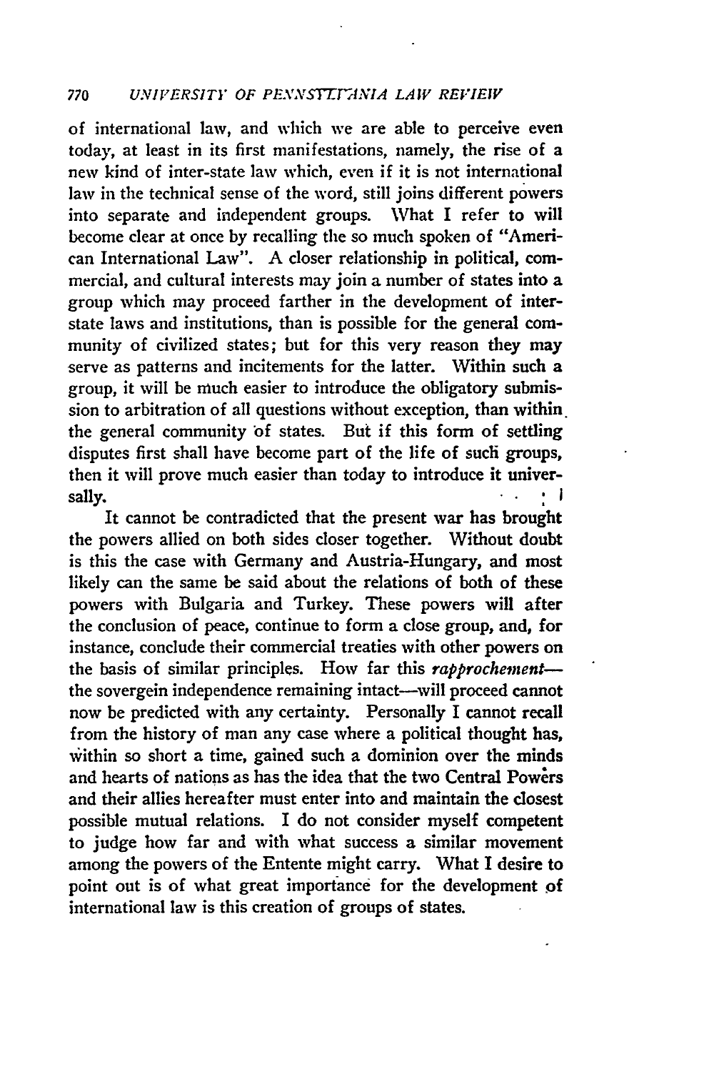of international law, and which we are able to perceive even today, at least in its first manifestations, namely, the rise of a new kind of inter-state law which, even if it is not international law in the technical sense of the word, still joins different powers into separate and independent groups. What I refer to will become clear at once by recalling the so much spoken of "American International Law". A closer relationship in political, commercial, and cultural interests may join a number of states into a group which may proceed farther in the development of inter-state laws and institutions, than is possible for the general community of civilized states; but for this very reason they may serve as patterns and incitements for the latter. Within such a group, it will be much easier to introduce the obligatory submission to arbitration of all questions without exception, than within the general community of states. But if this form of settling disputes first shall have become part of the life of such groups, then it will prove much easier than today to introduce it universally.

It cannot be contradicted that the present war has brought the powers allied on both sides closer together. Without doubt is this the case with Germany and Austria-Hungary, and most likely can the same be said about the relations of both of these powers with Bulgaria and Turkey. These powers will after the conclusion of peace, continue to form a close group, and, for instance, conclude their commercial treaties with other powers on the basis of similar principles. How far this *rapprochement*—the sovergein independence remaining intact—will proceed cannot now be predicted with any certainty. Personally I cannot recall from the history of man any case where a political thought has, within so short a time, gained such a dominion over the minds and hearts of nations as has the idea that the two Central Powers and their allies hereafter must enter into and maintain the closest possible mutual relations. I do not consider myself competent to judge how far and with what success a similar movement among the powers of the Entente might carry. What I desire to point out is of what great importance for the development of international law is this creation of groups of states.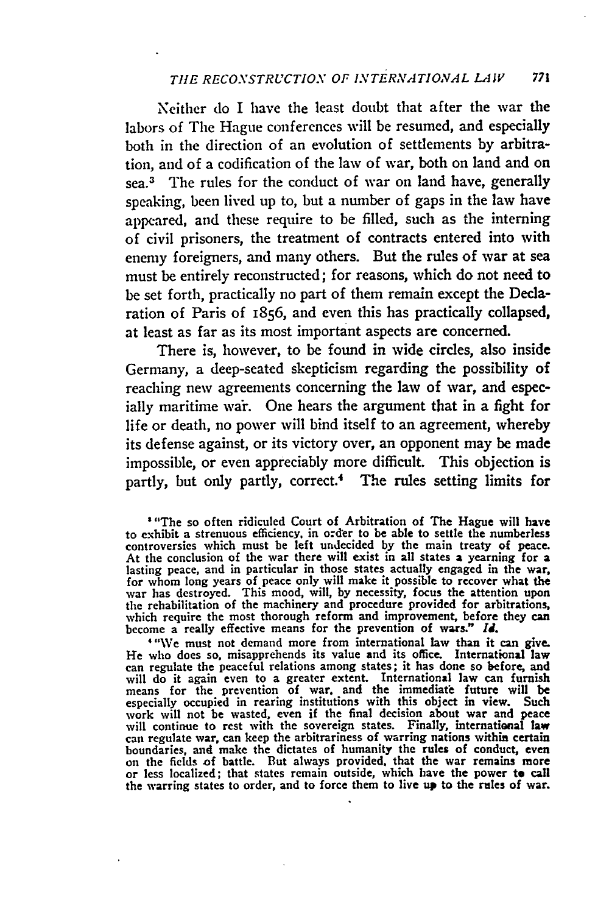Neither do I have the least doubt that after the war the labors of The Hague conferences will be resumed, and especially both in the direction of an evolution of settlements by arbitration, and of a codification of the law of war, both on land and on sea.[3] The rules for the conduct of war on land have, generally speaking, been lived up to, but a number of gaps in the law have appeared, and these require to be filled, such as the interning of civil prisoners, the treatment of contracts entered into with enemy foreigners, and many others. But the rules of war at sea must be entirely reconstructed; for reasons, which do not need to be set forth, practically no part of them remain except the Declaration of Paris of 1856, and even this has practically collapsed, at least as far as its most important aspects are concerned.

There is, however, to be found in wide circles, also inside Germany, a deep-seated skepticism regarding the possibility of reaching new agreements concerning the law of war, and especially maritime war. One hears the argument that in a fight for life or death, no power will bind itself to an agreement, whereby its defense against, or its victory over, an opponent may be made impossible, or even appreciably more difficult. This objection is partly, but only partly, correct.[4] The rules setting limits for

[3] "The so often ridiculed Court of Arbitration of The Hague will have to exhibit a strenuous efficiency, in order to be able to settle the numberless controversies which must be left undecided by the main treaty of peace. At the conclusion of the war there will exist in all states a yearning for a lasting peace, and in particular in those states actually engaged in the war, for whom long years of peace only will make it possible to recover what the war has destroyed. This mood, will, by necessity, focus the attention upon the rehabilitation of the machinery and procedure provided for arbitrations, which require the most thorough reform and improvement, before they can become a really effective means for the prevention of wars." *Id.*

[4] "We must not demand more from international law than it can give. He who does so, misapprehends its value and its office. International law can regulate the peaceful relations among states; it has done so before, and will do it again even to a greater extent. International law can furnish means for the prevention of war, and the immediate future will be especially occupied in rearing institutions with this object in view. Such work will not be wasted, even if the final decision about war and peace will continue to rest with the sovereign states. Finally, international law can regulate war, can keep the arbitrariness of warring nations within certain boundaries, and make the dictates of humanity the rules of conduct, even on the fields of battle. But always provided, that the war remains more or less localized; that states remain outside, which have the power to call the warring states to order, and to force them to live up to the rules of war.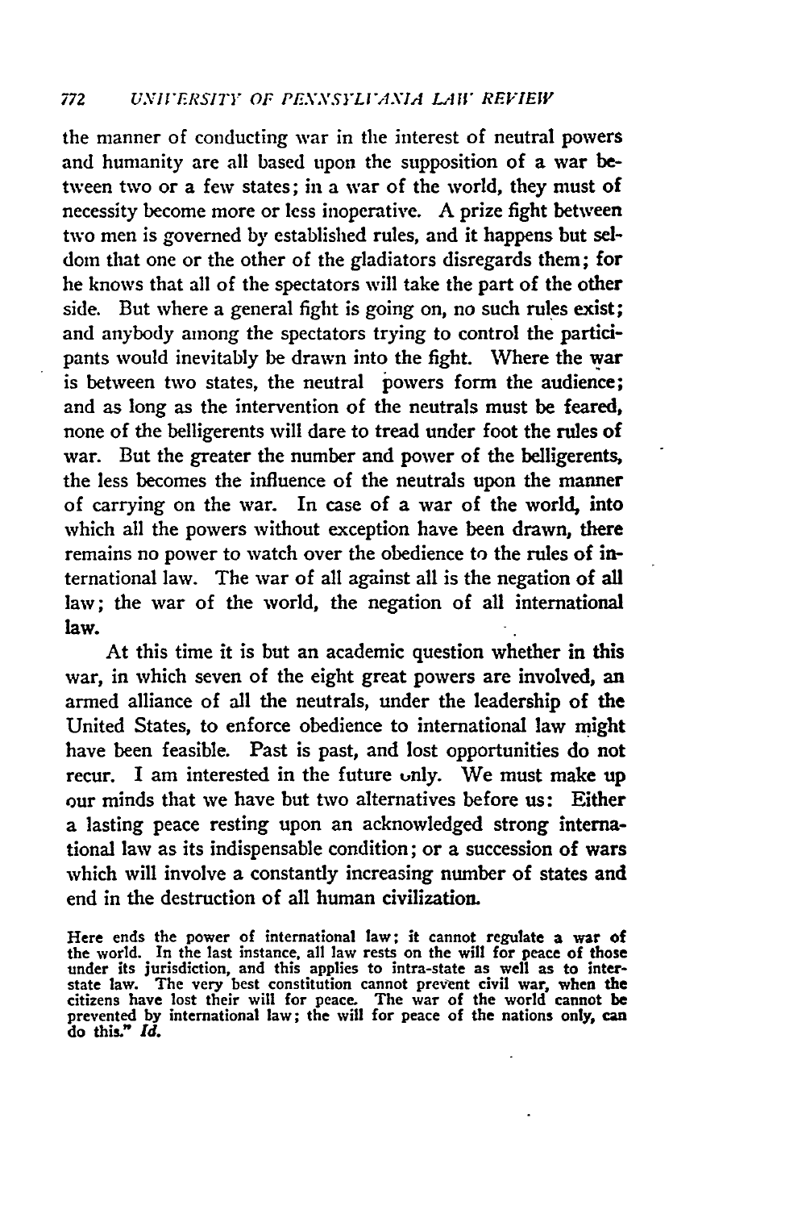the manner of conducting war in the interest of neutral powers and humanity are all based upon the supposition of a war between two or a few states; in a war of the world, they must of necessity become more or less inoperative. A prize fight between two men is governed by established rules, and it happens but seldom that one or the other of the gladiators disregards them; for he knows that all of the spectators will take the part of the other side. But where a general fight is going on, no such rules exist; and anybody among the spectators trying to control the participants would inevitably be drawn into the fight. Where the war is between two states, the neutral powers form the audience; and as long as the intervention of the neutrals must be feared, none of the belligerents will dare to tread under foot the rules of war. But the greater the number and power of the belligerents, the less becomes the influence of the neutrals upon the manner of carrying on the war. In case of a war of the world, into which all the powers without exception have been drawn, there remains no power to watch over the obedience to the rules of international law. The war of all against all is the negation of all law; the war of the world, the negation of all international law.

At this time it is but an academic question whether in this war, in which seven of the eight great powers are involved, an armed alliance of all the neutrals, under the leadership of the United States, to enforce obedience to international law might have been feasible. Past is past, and lost opportunities do not recur. I am interested in the future only. We must make up our minds that we have but two alternatives before us: Either a lasting peace resting upon an acknowledged strong international law as its indispensable condition; or a succession of wars which will involve a constantly increasing number of states and end in the destruction of all human civilization.

Here ends the power of international law; it cannot regulate a war of the world. In the last instance, all law rests on the will for peace of those under its jurisdiction, and this applies to intra-state as well as to inter-state law. The very best constitution cannot prevent civil war, when the citizens have lost their will for peace. The war of the world cannot be prevented by international law; the will for peace of the nations only, can do this." *Id.*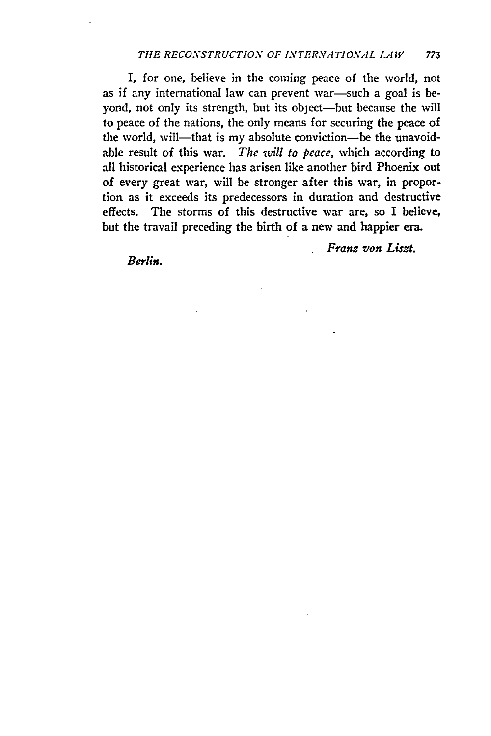I, for one, believe in the coming peace of the world, not as if any international law can prevent war—such a goal is beyond, not only its strength, but its object—but because the will to peace of the nations, the only means for securing the peace of the world, will—that is my absolute conviction—be the unavoidable result of this war. *The will to peace,* which according to all historical experience has arisen like another bird Phoenix out of every great war, will be stronger after this war, in proportion as it exceeds its predecessors in duration and destructive effects. The storms of this destructive war are, so I believe, but the travail preceding the birth of a new and happier era.

*Franz von Liszt.*

*Berlin.*